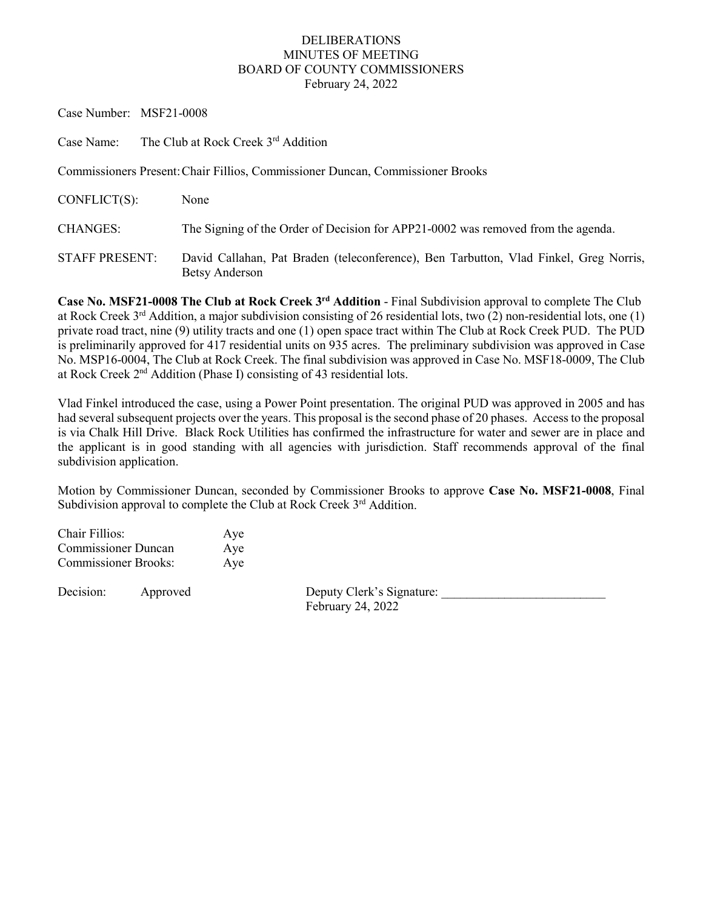# DELIBERATIONS
## MINUTES OF MEETING
## BOARD OF COUNTY COMMISSIONERS
February 24, 2022

Case Number: MSF21-0008

Case Name: The Club at Rock Creek 3rd Addition

Commissioners Present: Chair Fillios, Commissioner Duncan, Commissioner Brooks

CONFLICT(S): None

CHANGES: The Signing of the Order of Decision for APP21-0002 was removed from the agenda.

STAFF PRESENT: David Callahan, Pat Braden (teleconference), Ben Tarbutton, Vlad Finkel, Greg Norris, Betsy Anderson

**Case No. MSF21-0008 The Club at Rock Creek 3rd Addition** - Final Subdivision approval to complete The Club at Rock Creek 3rd Addition, a major subdivision consisting of 26 residential lots, two (2) non-residential lots, one (1) private road tract, nine (9) utility tracts and one (1) open space tract within The Club at Rock Creek PUD. The PUD is preliminarily approved for 417 residential units on 935 acres. The preliminary subdivision was approved in Case No. MSP16-0004, The Club at Rock Creek. The final subdivision was approved in Case No. MSF18-0009, The Club at Rock Creek 2nd Addition (Phase I) consisting of 43 residential lots.

Vlad Finkel introduced the case, using a Power Point presentation. The original PUD was approved in 2005 and has had several subsequent projects over the years. This proposal is the second phase of 20 phases. Access to the proposal is via Chalk Hill Drive. Black Rock Utilities has confirmed the infrastructure for water and sewer are in place and the applicant is in good standing with all agencies with jurisdiction. Staff recommends approval of the final subdivision application.

Motion by Commissioner Duncan, seconded by Commissioner Brooks to approve **Case No. MSF21-0008**, Final Subdivision approval to complete the Club at Rock Creek 3rd Addition.

| | |
|---|---|
| Chair Fillios: | Aye |
| Commissioner Duncan | Aye |
| Commissioner Brooks: | Aye |

Decision: Approved

Deputy Clerk's Signature: ___________________________
February 24, 2022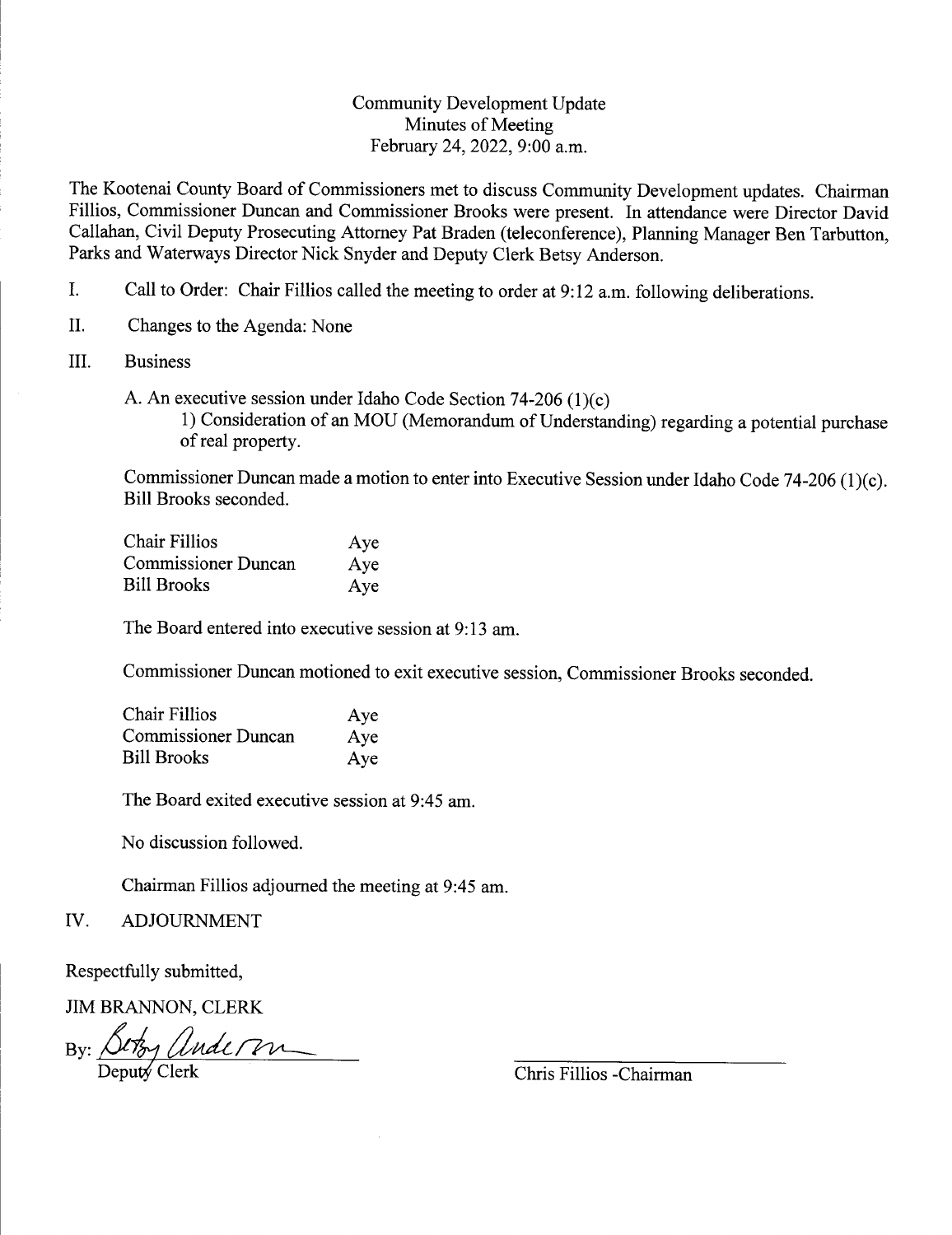Community Development Update
Minutes of Meeting
February 24, 2022, 9:00 a.m.

The Kootenai County Board of Commissioners met to discuss Community Development updates. Chairman Fillios, Commissioner Duncan and Commissioner Brooks were present. In attendance were Director David Callahan, Civil Deputy Prosecuting Attorney Pat Braden (teleconference), Planning Manager Ben Tarbutton, Parks and Waterways Director Nick Snyder and Deputy Clerk Betsy Anderson.

I. Call to Order: Chair Fillios called the meeting to order at 9:12 a.m. following deliberations.

II. Changes to the Agenda: None

III. Business

A. An executive session under Idaho Code Section 74-206 (1)(c)

1) Consideration of an MOU (Memorandum of Understanding) regarding a potential purchase of real property.

Commissioner Duncan made a motion to enter into Executive Session under Idaho Code 74-206 (1)(c). Bill Brooks seconded.

| | |
|---|---|
| Chair Fillios | Aye |
| Commissioner Duncan | Aye |
| Bill Brooks | Aye |

The Board entered into executive session at 9:13 am.

Commissioner Duncan motioned to exit executive session, Commissioner Brooks seconded.

| | |
|---|---|
| Chair Fillios | Aye |
| Commissioner Duncan | Aye |
| Bill Brooks | Aye |

The Board exited executive session at 9:45 am.

No discussion followed.

Chairman Fillios adjourned the meeting at 9:45 am.

IV. ADJOURNMENT

Respectfully submitted,

JIM BRANNON, CLERK

By: Betsy Anderson
Deputy Clerk

Chris Fillios -Chairman